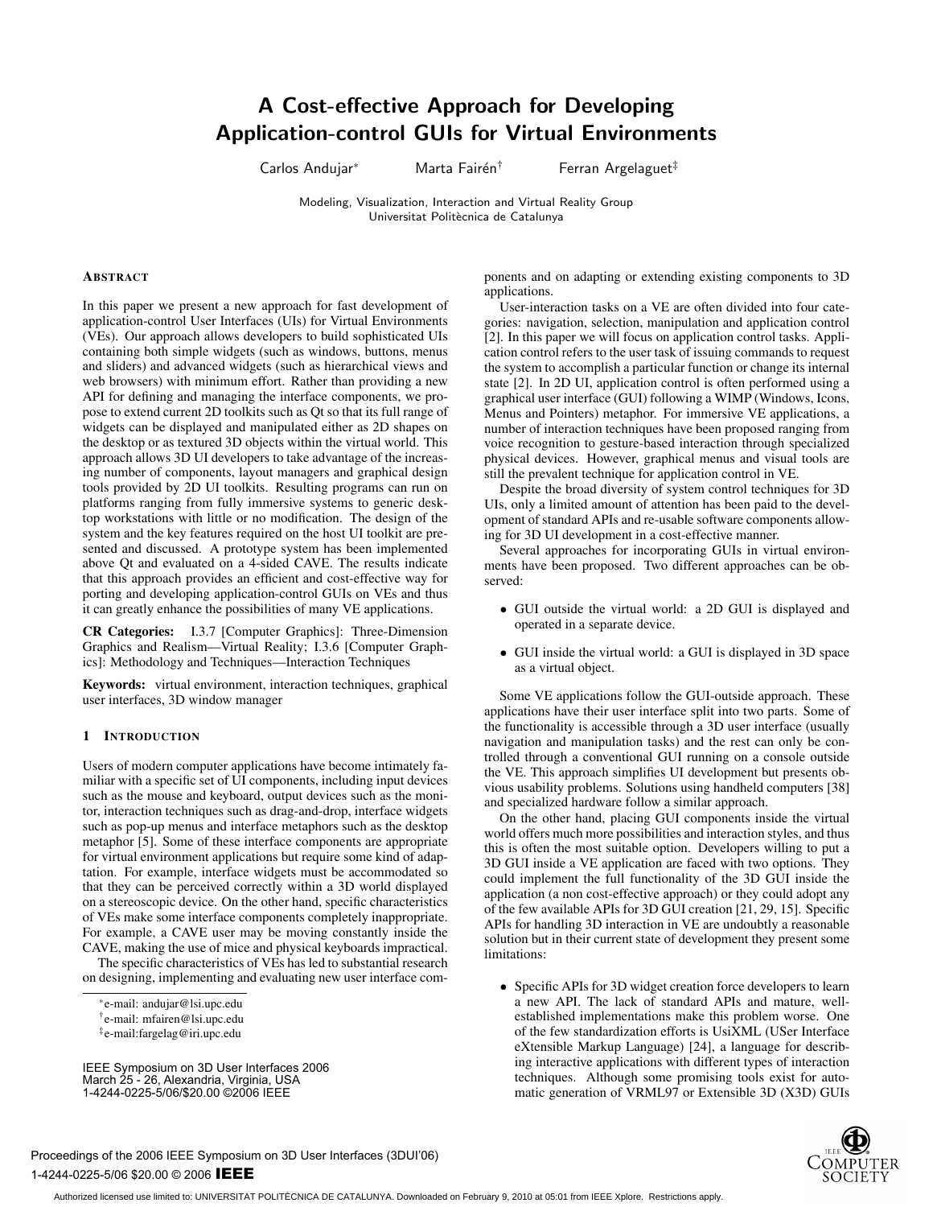# A Cost-effective Approach for Developing Application-control GUIs for Virtual Environments

Carlos Andujar* Marta Fairén[†] Ferran Argelaguet[‡]

Modeling, Visualization, Interaction and Virtual Reality Group
Universitat Politècnica de Catalunya

## Abstract

In this paper we present a new approach for fast development of application-control User Interfaces (UIs) for Virtual Environments (VEs). Our approach allows developers to build sophisticated UIs containing both simple widgets (such as windows, buttons, menus and sliders) and advanced widgets (such as hierarchical views and web browsers) with minimum effort. Rather than providing a new API for defining and managing the interface components, we propose to extend current 2D toolkits such as Qt so that its full range of widgets can be displayed and manipulated either as 2D shapes on the desktop or as textured 3D objects within the virtual world. This approach allows 3D UI developers to take advantage of the increasing number of components, layout managers and graphical design tools provided by 2D UI toolkits. Resulting programs can run on platforms ranging from fully immersive systems to generic desktop workstations with little or no modification. The design of the system and the key features required on the host UI toolkit are presented and discussed. A prototype system has been implemented above Qt and evaluated on a 4-sided CAVE. The results indicate that this approach provides an efficient and cost-effective way for porting and developing application-control GUIs on VEs and thus it can greatly enhance the possibilities of many VE applications.

**CR Categories:** I.3.7 [Computer Graphics]: Three-Dimension Graphics and Realism—Virtual Reality; I.3.6 [Computer Graphics]: Methodology and Techniques—Interaction Techniques

**Keywords:** virtual environment, interaction techniques, graphical user interfaces, 3D window manager

## 1 Introduction

Users of modern computer applications have become intimately familiar with a specific set of UI components, including input devices such as the mouse and keyboard, output devices such as the monitor, interaction techniques such as drag-and-drop, interface widgets such as pop-up menus and interface metaphors such as the desktop metaphor [5]. Some of these interface components are appropriate for virtual environment applications but require some kind of adaptation. For example, interface widgets must be accommodated so that they can be perceived correctly within a 3D world displayed on a stereoscopic device. On the other hand, specific characteristics of VEs make some interface components completely inappropriate. For example, a CAVE user may be moving constantly inside the CAVE, making the use of mice and physical keyboards impractical.

The specific characteristics of VEs has led to substantial research on designing, implementing and evaluating new user interface components and on adapting or extending existing components to 3D applications.

User-interaction tasks on a VE are often divided into four categories: navigation, selection, manipulation and application control [2]. In this paper we will focus on application control tasks. Application control refers to the user task of issuing commands to request the system to accomplish a particular function or change its internal state [2]. In 2D UI, application control is often performed using a graphical user interface (GUI) following a WIMP (Windows, Icons, Menus and Pointers) metaphor. For immersive VE applications, a number of interaction techniques have been proposed ranging from voice recognition to gesture-based interaction through specialized physical devices. However, graphical menus and visual tools are still the prevalent technique for application control in VE.

Despite the broad diversity of system control techniques for 3D UIs, only a limited amount of attention has been paid to the development of standard APIs and re-usable software components allowing for 3D UI development in a cost-effective manner.

Several approaches for incorporating GUIs in virtual environments have been proposed. Two different approaches can be observed:

- GUI outside the virtual world: a 2D GUI is displayed and operated in a separate device.
- GUI inside the virtual world: a GUI is displayed in 3D space as a virtual object.

Some VE applications follow the GUI-outside approach. These applications have their user interface split into two parts. Some of the functionality is accessible through a 3D user interface (usually navigation and manipulation tasks) and the rest can only be controlled through a conventional GUI running on a console outside the VE. This approach simplifies UI development but presents obvious usability problems. Solutions using handheld computers [38] and specialized hardware follow a similar approach.

On the other hand, placing GUI components inside the virtual world offers much more possibilities and interaction styles, and thus this is often the most suitable option. Developers willing to put a 3D GUI inside a VE application are faced with two options. They could implement the full functionality of the 3D GUI inside the application (a non cost-effective approach) or they could adopt any of the few available APIs for 3D GUI creation [21, 29, 15]. Specific APIs for handling 3D interaction in VE are undoubtly a reasonable solution but in their current state of development they present some limitations:

- Specific APIs for 3D widget creation force developers to learn a new API. The lack of standard APIs and mature, well-established implementations make this problem worse. One of the few standardization efforts is UsiXML (USer Interface eXtensible Markup Language) [24], a language for describing interactive applications with different types of interaction techniques. Although some promising tools exist for automatic generation of VRML97 or Extensible 3D (X3D) GUIs

*e-mail: andujar@lsi.upc.edu
[†]e-mail: mfairen@lsi.upc.edu
[‡]e-mail:fargelag@iri.upc.edu

IEEE Symposium on 3D User Interfaces 2006
March 25 - 26, Alexandria, Virginia, USA
1-4244-0225-5/06/$20.00 ©2006 IEEE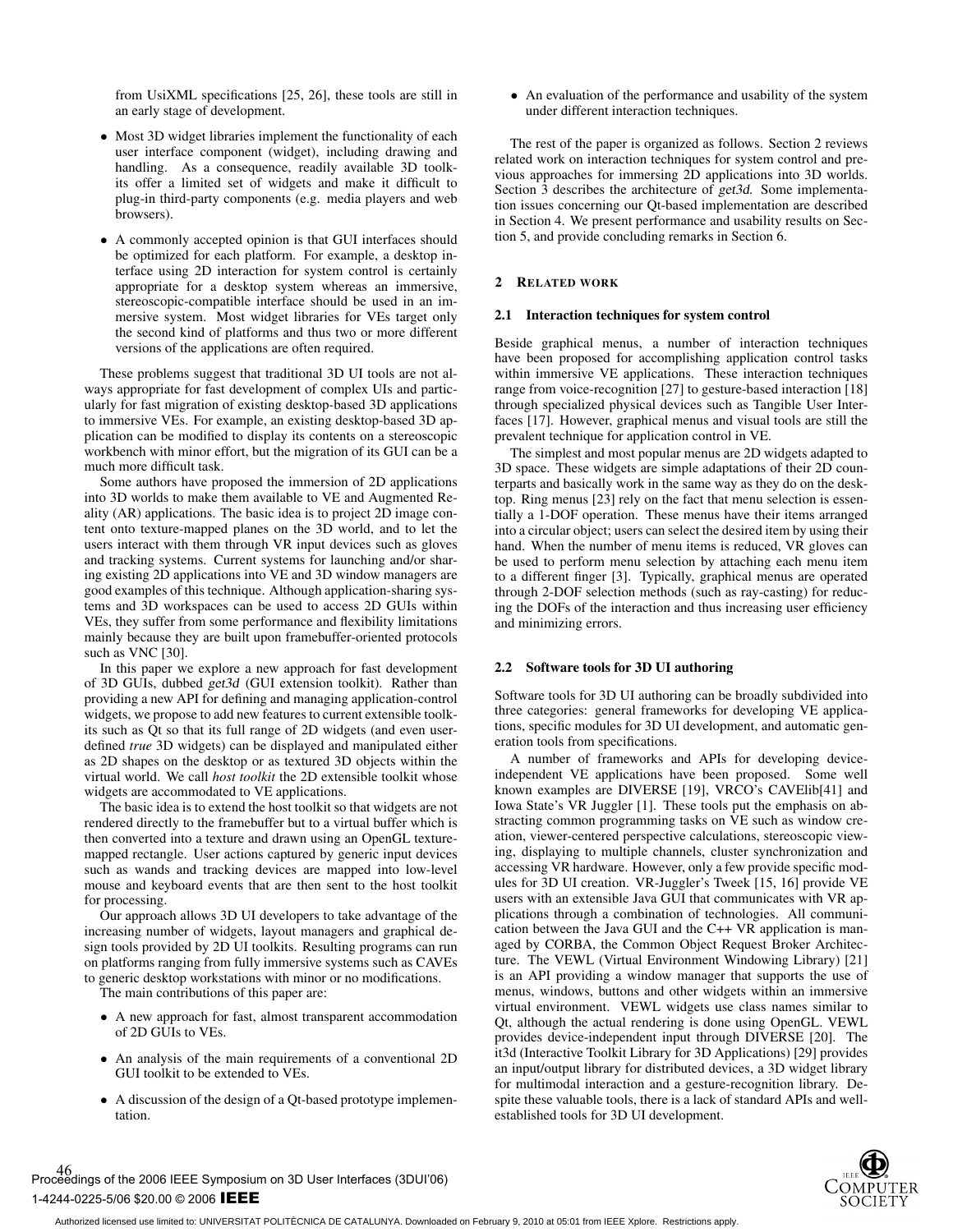from UsiXML specifications [25, 26], these tools are still in an early stage of development.

- Most 3D widget libraries implement the functionality of each user interface component (widget), including drawing and handling. As a consequence, readily available 3D toolkits offer a limited set of widgets and make it difficult to plug-in third-party components (e.g. media players and web browsers).
- A commonly accepted opinion is that GUI interfaces should be optimized for each platform. For example, a desktop interface using 2D interaction for system control is certainly appropriate for a desktop system whereas an immersive, stereoscopic-compatible interface should be used in an immersive system. Most widget libraries for VEs target only the second kind of platforms and thus two or more different versions of the applications are often required.

These problems suggest that traditional 3D UI tools are not always appropriate for fast development of complex UIs and particularly for fast migration of existing desktop-based 3D applications to immersive VEs. For example, an existing desktop-based 3D application can be modified to display its contents on a stereoscopic workbench with minor effort, but the migration of its GUI can be a much more difficult task.

Some authors have proposed the immersion of 2D applications into 3D worlds to make them available to VE and Augmented Reality (AR) applications. The basic idea is to project 2D image content onto texture-mapped planes on the 3D world, and to let the users interact with them through VR input devices such as gloves and tracking systems. Current systems for launching and/or sharing existing 2D applications into VE and 3D window managers are good examples of this technique. Although application-sharing systems and 3D workspaces can be used to access 2D GUIs within VEs, they suffer from some performance and flexibility limitations mainly because they are built upon framebuffer-oriented protocols such as VNC [30].

In this paper we explore a new approach for fast development of 3D GUIs, dubbed *get3d* (GUI extension toolkit). Rather than providing a new API for defining and managing application-control widgets, we propose to add new features to current extensible toolkits such as Qt so that its full range of 2D widgets (and even user-defined *true* 3D widgets) can be displayed and manipulated either as 2D shapes on the desktop or as textured 3D objects within the virtual world. We call *host toolkit* the 2D extensible toolkit whose widgets are accommodated to VE applications.

The basic idea is to extend the host toolkit so that widgets are not rendered directly to the framebuffer but to a virtual buffer which is then converted into a texture and drawn using an OpenGL texture-mapped rectangle. User actions captured by generic input devices such as wands and tracking devices are mapped into low-level mouse and keyboard events that are then sent to the host toolkit for processing.

Our approach allows 3D UI developers to take advantage of the increasing number of widgets, layout managers and graphical design tools provided by 2D UI toolkits. Resulting programs can run on platforms ranging from fully immersive systems such as CAVEs to generic desktop workstations with minor or no modifications.

The main contributions of this paper are:

- A new approach for fast, almost transparent accommodation of 2D GUIs to VEs.
- An analysis of the main requirements of a conventional 2D GUI toolkit to be extended to VEs.
- A discussion of the design of a Qt-based prototype implementation.
- An evaluation of the performance and usability of the system under different interaction techniques.

The rest of the paper is organized as follows. Section 2 reviews related work on interaction techniques for system control and previous approaches for immersing 2D applications into 3D worlds. Section 3 describes the architecture of *get3d*. Some implementation issues concerning our Qt-based implementation are described in Section 4. We present performance and usability results on Section 5, and provide concluding remarks in Section 6.

## 2 Related work

### 2.1 Interaction techniques for system control

Beside graphical menus, a number of interaction techniques have been proposed for accomplishing application control tasks within immersive VE applications. These interaction techniques range from voice-recognition [27] to gesture-based interaction [18] through specialized physical devices such as Tangible User Interfaces [17]. However, graphical menus and visual tools are still the prevalent technique for application control in VE.

The simplest and most popular menus are 2D widgets adapted to 3D space. These widgets are simple adaptations of their 2D counterparts and basically work in the same way as they do on the desktop. Ring menus [23] rely on the fact that menu selection is essentially a 1-DOF operation. These menus have their items arranged into a circular object; users can select the desired item by using their hand. When the number of menu items is reduced, VR gloves can be used to perform menu selection by attaching each menu item to a different finger [3]. Typically, graphical menus are operated through 2-DOF selection methods (such as ray-casting) for reducing the DOFs of the interaction and thus increasing user efficiency and minimizing errors.

### 2.2 Software tools for 3D UI authoring

Software tools for 3D UI authoring can be broadly subdivided into three categories: general frameworks for developing VE applications, specific modules for 3D UI development, and automatic generation tools from specifications.

A number of frameworks and APIs for developing device-independent VE applications have been proposed. Some well known examples are DIVERSE [19], VRCO's CAVElib[41] and Iowa State's VR Juggler [1]. These tools put the emphasis on abstracting common programming tasks on VE such as window creation, viewer-centered perspective calculations, stereoscopic viewing, displaying to multiple channels, cluster synchronization and accessing VR hardware. However, only a few provide specific modules for 3D UI creation. VR-Juggler's Tweek [15, 16] provide VE users with an extensible Java GUI that communicates with VR applications through a combination of technologies. All communication between the Java GUI and the C++ VR application is managed by CORBA, the Common Object Request Broker Architecture. The VEWL (Virtual Environment Windowing Library) [21] is an API providing a window manager that supports the use of menus, windows, buttons and other widgets within an immersive virtual environment. VEWL widgets use class names similar to Qt, although the actual rendering is done using OpenGL. VEWL provides device-independent input through DIVERSE [20]. The it3d (Interactive Toolkit Library for 3D Applications) [29] provides an input/output library for distributed devices, a 3D widget library for multimodal interaction and a gesture-recognition library. Despite these valuable tools, there is a lack of standard APIs and well-established tools for 3D UI development.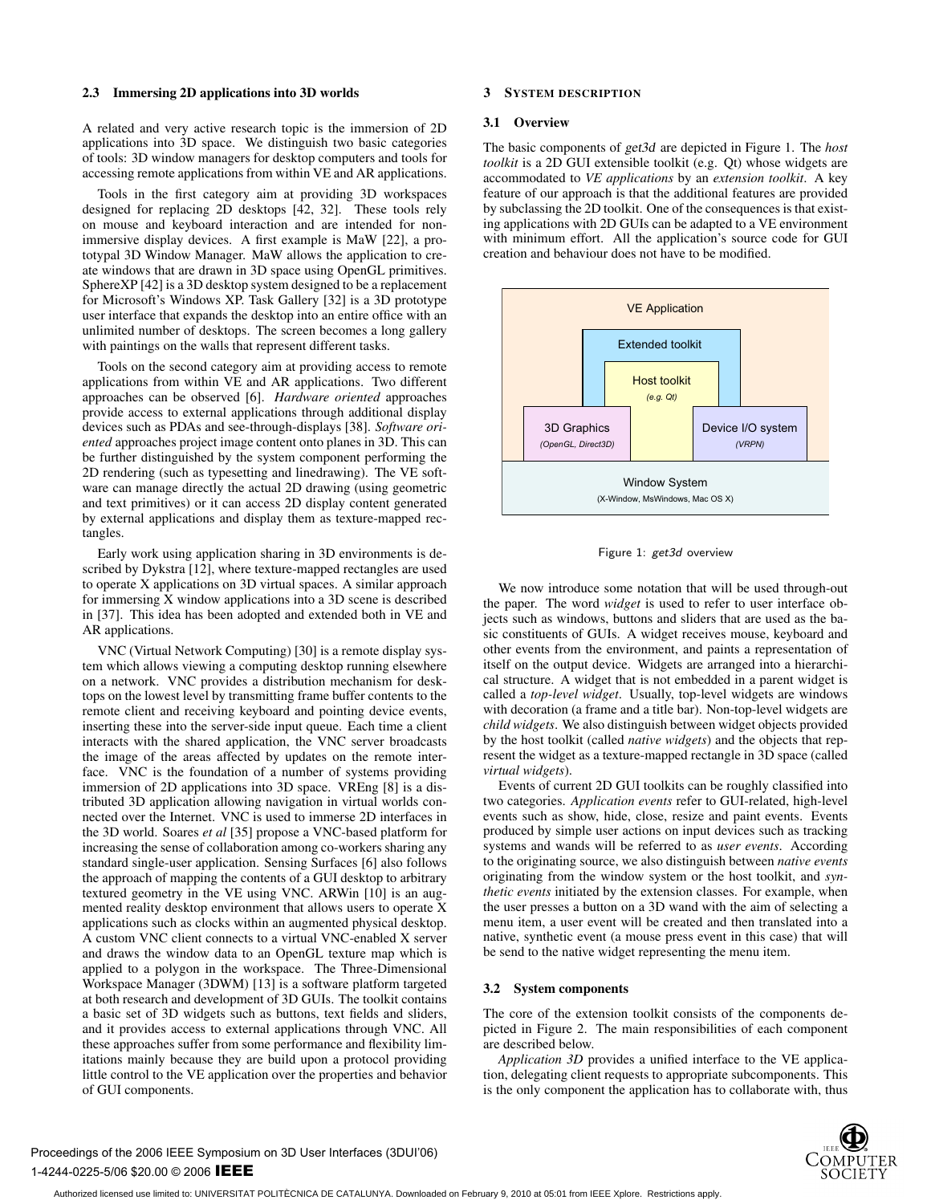### 2.3 Immersing 2D applications into 3D worlds

A related and very active research topic is the immersion of 2D applications into 3D space. We distinguish two basic categories of tools: 3D window managers for desktop computers and tools for accessing remote applications from within VE and AR applications.

Tools in the first category aim at providing 3D workspaces designed for replacing 2D desktops [42, 32]. These tools rely on mouse and keyboard interaction and are intended for non-immersive display devices. A first example is MaW [22], a prototypal 3D Window Manager. MaW allows the application to create windows that are drawn in 3D space using OpenGL primitives. SphereXP [42] is a 3D desktop system designed to be a replacement for Microsoft's Windows XP. Task Gallery [32] is a 3D prototype user interface that expands the desktop into an entire office with an unlimited number of desktops. The screen becomes a long gallery with paintings on the walls that represent different tasks.

Tools on the second category aim at providing access to remote applications from within VE and AR applications. Two different approaches can be observed [6]. *Hardware oriented* approaches provide access to external applications through additional display devices such as PDAs and see-through-displays [38]. *Software oriented* approaches project image content onto planes in 3D. This can be further distinguished by the system component performing the 2D rendering (such as typesetting and linedrawing). The VE software can manage directly the actual 2D drawing (using geometric and text primitives) or it can access 2D display content generated by external applications and display them as texture-mapped rectangles.

Early work using application sharing in 3D environments is described by Dykstra [12], where texture-mapped rectangles are used to operate X applications on 3D virtual spaces. A similar approach for immersing X window applications into a 3D scene is described in [37]. This idea has been adopted and extended both in VE and AR applications.

VNC (Virtual Network Computing) [30] is a remote display system which allows viewing a computing desktop running elsewhere on a network. VNC provides a distribution mechanism for desktops on the lowest level by transmitting frame buffer contents to the remote client and receiving keyboard and pointing device events, inserting these into the server-side input queue. Each time a client interacts with the shared application, the VNC server broadcasts the image of the areas affected by updates on the remote interface. VNC is the foundation of a number of systems providing immersion of 2D applications into 3D space. VREng [8] is a distributed 3D application allowing navigation in virtual worlds connected over the Internet. VNC is used to immerse 2D interfaces in the 3D world. Soares *et al* [35] propose a VNC-based platform for increasing the sense of collaboration among co-workers sharing any standard single-user application. Sensing Surfaces [6] also follows the approach of mapping the contents of a GUI desktop to arbitrary textured geometry in the VE using VNC. ARWin [10] is an augmented reality desktop environment that allows users to operate X applications such as clocks within an augmented physical desktop. A custom VNC client connects to a virtual VNC-enabled X server and draws the window data to an OpenGL texture map which is applied to a polygon in the workspace. The Three-Dimensional Workspace Manager (3DWM) [13] is a software platform targeted at both research and development of 3D GUIs. The toolkit contains a basic set of 3D widgets such as buttons, text fields and sliders, and it provides access to external applications through VNC. All these approaches suffer from some performance and flexibility limitations mainly because they are build upon a protocol providing little control to the VE application over the properties and behavior of GUI components.

## 3 System description

### 3.1 Overview

The basic components of *get3d* are depicted in Figure 1. The *host toolkit* is a 2D GUI extensible toolkit (e.g. Qt) whose widgets are accommodated to *VE applications* by an *extension toolkit*. A key feature of our approach is that the additional features are provided by subclassing the 2D toolkit. One of the consequences is that existing applications with 2D GUIs can be adapted to a VE environment with minimum effort. All the application's source code for GUI creation and behaviour does not have to be modified.

| VE Application | | |
|---|---|---|
| | Extended toolkit | |
| | Host toolkit (e.g. Qt) | |
| 3D Graphics (OpenGL, Direct3D) | | Device I/O system (VRPN) |
| Window System (X-Window, MsWindows, Mac OS X) | | |

Figure 1: *get3d* overview

We now introduce some notation that will be used through-out the paper. The word *widget* is used to refer to user interface objects such as windows, buttons and sliders that are used as the basic constituents of GUIs. A widget receives mouse, keyboard and other events from the environment, and paints a representation of itself on the output device. Widgets are arranged into a hierarchical structure. A widget that is not embedded in a parent widget is called a *top-level widget*. Usually, top-level widgets are windows with decoration (a frame and a title bar). Non-top-level widgets are *child widgets*. We also distinguish between widget objects provided by the host toolkit (called *native widgets*) and the objects that represent the widget as a texture-mapped rectangle in 3D space (called *virtual widgets*).

Events of current 2D GUI toolkits can be roughly classified into two categories. *Application events* refer to GUI-related, high-level events such as show, hide, close, resize and paint events. Events produced by simple user actions on input devices such as tracking systems and wands will be referred to as *user events*. According to the originating source, we also distinguish between *native events* originating from the window system or the host toolkit, and *synthetic events* initiated by the extension classes. For example, when the user presses a button on a 3D wand with the aim of selecting a menu item, a user event will be created and then translated into a native, synthetic event (a mouse press event in this case) that will be send to the native widget representing the menu item.

### 3.2 System components

The core of the extension toolkit consists of the components depicted in Figure 2. The main responsibilities of each component are described below.

*Application 3D* provides a unified interface to the VE application, delegating client requests to appropriate subcomponents. This is the only component the application has to collaborate with, thus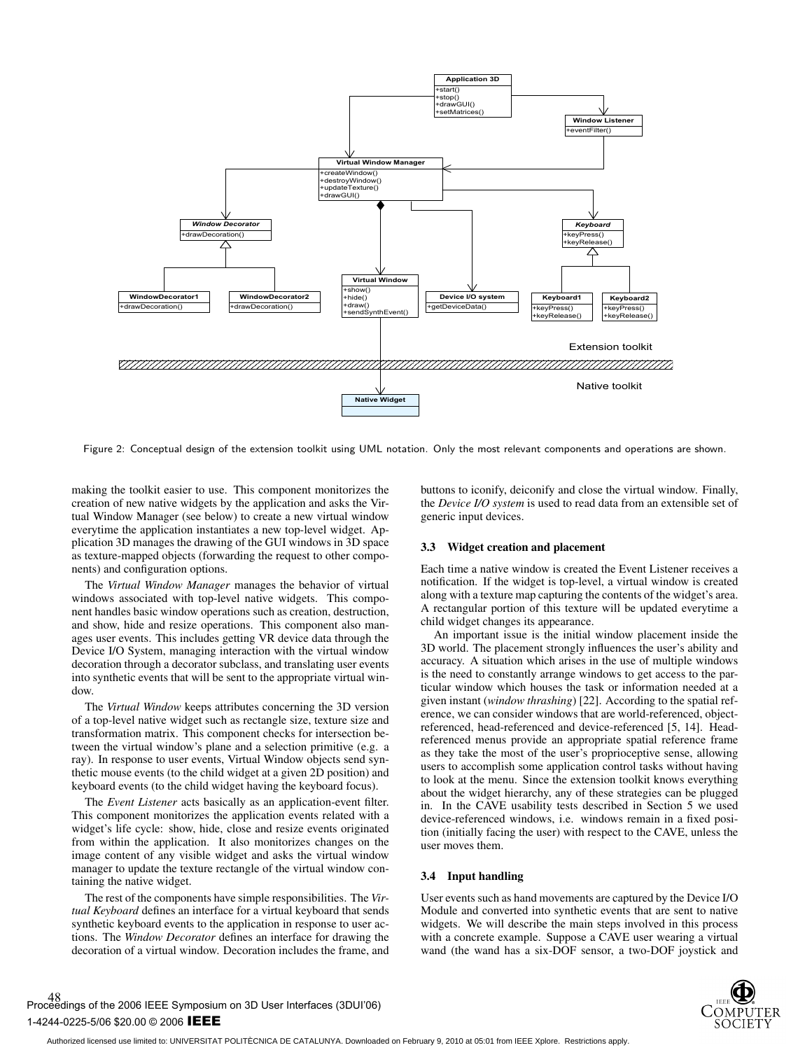Application 3D
+start()
+stop()
+drawGUI()
+setMatrices()

Window Listener
+eventFilter()

Virtual Window Manager
+createWindow()
+destroyWindow()
+updateTexture()
+drawGUI()

Window Decorator
+drawDecoration()

Keyboard
+keyPress()
+keyRelease()

WindowDecorator1
+drawDecoration()

WindowDecorator2
+drawDecoration()

Virtual Window
+show()
+hide()
+draw()
+sendSynthEvent()

Device I/O system
+getDeviceData()

Keyboard1
+keyPress()
+keyRelease()

Keyboard2
+keyPress()
+keyRelease()

Extension toolkit

Native toolkit

Native Widget

Figure 2: Conceptual design of the extension toolkit using UML notation. Only the most relevant components and operations are shown.

making the toolkit easier to use. This component monitorizes the creation of new native widgets by the application and asks the Virtual Window Manager (see below) to create a new virtual window everytime the application instantiates a new top-level widget. Application 3D manages the drawing of the GUI windows in 3D space as texture-mapped objects (forwarding the request to other components) and configuration options.

The *Virtual Window Manager* manages the behavior of virtual windows associated with top-level native widgets. This component handles basic window operations such as creation, destruction, and show, hide and resize operations. This component also manages user events. This includes getting VR device data through the Device I/O System, managing interaction with the virtual window decoration through a decorator subclass, and translating user events into synthetic events that will be sent to the appropriate virtual window.

The *Virtual Window* keeps attributes concerning the 3D version of a top-level native widget such as rectangle size, texture size and transformation matrix. This component checks for intersection between the virtual window's plane and a selection primitive (e.g. a ray). In response to user events, Virtual Window objects send synthetic mouse events (to the child widget at a given 2D position) and keyboard events (to the child widget having the keyboard focus).

The *Event Listener* acts basically as an application-event filter. This component monitorizes the application events related with a widget's life cycle: show, hide, close and resize events originated from within the application. It also monitorizes changes on the image content of any visible widget and asks the virtual window manager to update the texture rectangle of the virtual window containing the native widget.

The rest of the components have simple responsibilities. The *Virtual Keyboard* defines an interface for a virtual keyboard that sends synthetic keyboard events to the application in response to user actions. The *Window Decorator* defines an interface for drawing the decoration of a virtual window. Decoration includes the frame, and buttons to iconify, deiconify and close the virtual window. Finally, the *Device I/O system* is used to read data from an extensible set of generic input devices.

### 3.3 Widget creation and placement

Each time a native window is created the Event Listener receives a notification. If the widget is top-level, a virtual window is created along with a texture map capturing the contents of the widget's area. A rectangular portion of this texture will be updated everytime a child widget changes its appearance.

An important issue is the initial window placement inside the 3D world. The placement strongly influences the user's ability and accuracy. A situation which arises in the use of multiple windows is the need to constantly arrange windows to get access to the particular window which houses the task or information needed at a given instant (*window thrashing*) [22]. According to the spatial reference, we can consider windows that are world-referenced, object-referenced, head-referenced and device-referenced [5, 14]. Head-referenced menus provide an appropriate spatial reference frame as they take the most of the user's proprioceptive sense, allowing users to accomplish some application control tasks without having to look at the menu. Since the extension toolkit knows everything about the widget hierarchy, any of these strategies can be plugged in. In the CAVE usability tests described in Section 5 we used device-referenced windows, i.e. windows remain in a fixed position (initially facing the user) with respect to the CAVE, unless the user moves them.

### 3.4 Input handling

User events such as hand movements are captured by the Device I/O Module and converted into synthetic events that are sent to native widgets. We will describe the main steps involved in this process with a concrete example. Suppose a CAVE user wearing a virtual wand (the wand has a six-DOF sensor, a two-DOF joystick and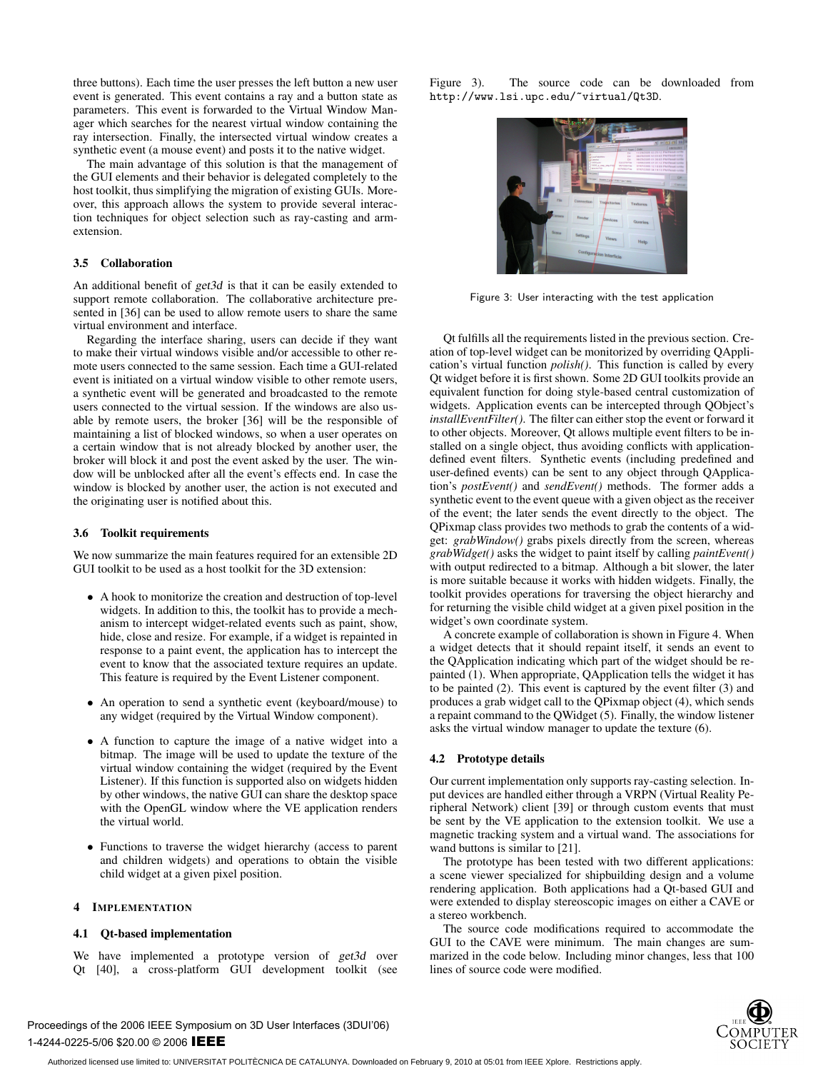three buttons). Each time the user presses the left button a new user event is generated. This event contains a ray and a button state as parameters. This event is forwarded to the Virtual Window Manager which searches for the nearest virtual window containing the ray intersection. Finally, the intersected virtual window creates a synthetic event (a mouse event) and posts it to the native widget.

The main advantage of this solution is that the management of the GUI elements and their behavior is delegated completely to the host toolkit, thus simplifying the migration of existing GUIs. Moreover, this approach allows the system to provide several interaction techniques for object selection such as ray-casting and arm-extension.

### 3.5 Collaboration

An additional benefit of *get3d* is that it can be easily extended to support remote collaboration. The collaborative architecture presented in [36] can be used to allow remote users to share the same virtual environment and interface.

Regarding the interface sharing, users can decide if they want to make their virtual windows visible and/or accessible to other remote users connected to the same session. Each time a GUI-related event is initiated on a virtual window visible to other remote users, a synthetic event will be generated and broadcasted to the remote users connected to the virtual session. If the windows are also usable by remote users, the broker [36] will be the responsible of maintaining a list of blocked windows, so when a user operates on a certain window that is not already blocked by another user, the broker will block it and post the event asked by the user. The window will be unblocked after all the event's effects end. In case the window is blocked by another user, the action is not executed and the originating user is notified about this.

### 3.6 Toolkit requirements

We now summarize the main features required for an extensible 2D GUI toolkit to be used as a host toolkit for the 3D extension:

- A hook to monitorize the creation and destruction of top-level widgets. In addition to this, the toolkit has to provide a mechanism to intercept widget-related events such as paint, show, hide, close and resize. For example, if a widget is repainted in response to a paint event, the application has to intercept the event to know that the associated texture requires an update. This feature is required by the Event Listener component.
- An operation to send a synthetic event (keyboard/mouse) to any widget (required by the Virtual Window component).
- A function to capture the image of a native widget into a bitmap. The image will be used to update the texture of the virtual window containing the widget (required by the Event Listener). If this function is supported also on widgets hidden by other windows, the native GUI can share the desktop space with the OpenGL window where the VE application renders the virtual world.
- Functions to traverse the widget hierarchy (access to parent and children widgets) and operations to obtain the visible child widget at a given pixel position.

## 4 Implementation

### 4.1 Qt-based implementation

We have implemented a prototype version of *get3d* over Qt [40], a cross-platform GUI development toolkit (see Figure 3). The source code can be downloaded from `http://www.lsi.upc.edu/~virtual/Qt3D`.

Figure 3: User interacting with the test application

Qt fulfills all the requirements listed in the previous section. Creation of top-level widget can be monitorized by overriding QApplication's virtual function *polish()*. This function is called by every Qt widget before it is first shown. Some 2D GUI toolkits provide an equivalent function for doing style-based central customization of widgets. Application events can be intercepted through QObject's *installEventFilter()*. The filter can either stop the event or forward it to other objects. Moreover, Qt allows multiple event filters to be installed on a single object, thus avoiding conflicts with application-defined event filters. Synthetic events (including predefined and user-defined events) can be sent to any object through QApplication's *postEvent()* and *sendEvent()* methods. The former adds a synthetic event to the event queue with a given object as the receiver of the event; the later sends the event directly to the object. The QPixmap class provides two methods to grab the contents of a widget: *grabWindow()* grabs pixels directly from the screen, whereas *grabWidget()* asks the widget to paint itself by calling *paintEvent()* with output redirected to a bitmap. Although a bit slower, the later is more suitable because it works with hidden widgets. Finally, the toolkit provides operations for traversing the object hierarchy and for returning the visible child widget at a given pixel position in the widget's own coordinate system.

A concrete example of collaboration is shown in Figure 4. When a widget detects that it should repaint itself, it sends an event to the QApplication indicating which part of the widget should be repainted (1). When appropriate, QApplication tells the widget it has to be painted (2). This event is captured by the event filter (3) and produces a grab widget call to the QPixmap object (4), which sends a repaint command to the QWidget (5). Finally, the window listener asks the virtual window manager to update the texture (6).

### 4.2 Prototype details

Our current implementation only supports ray-casting selection. Input devices are handled either through a VRPN (Virtual Reality Peripheral Network) client [39] or through custom events that must be sent by the VE application to the extension toolkit. We use a magnetic tracking system and a virtual wand. The associations for wand buttons is similar to [21].

The prototype has been tested with two different applications: a scene viewer specialized for shipbuilding design and a volume rendering application. Both applications had a Qt-based GUI and were extended to display stereoscopic images on either a CAVE or a stereo workbench.

The source code modifications required to accommodate the GUI to the CAVE were minimum. The main changes are summarized in the code below. Including minor changes, less that 100 lines of source code were modified.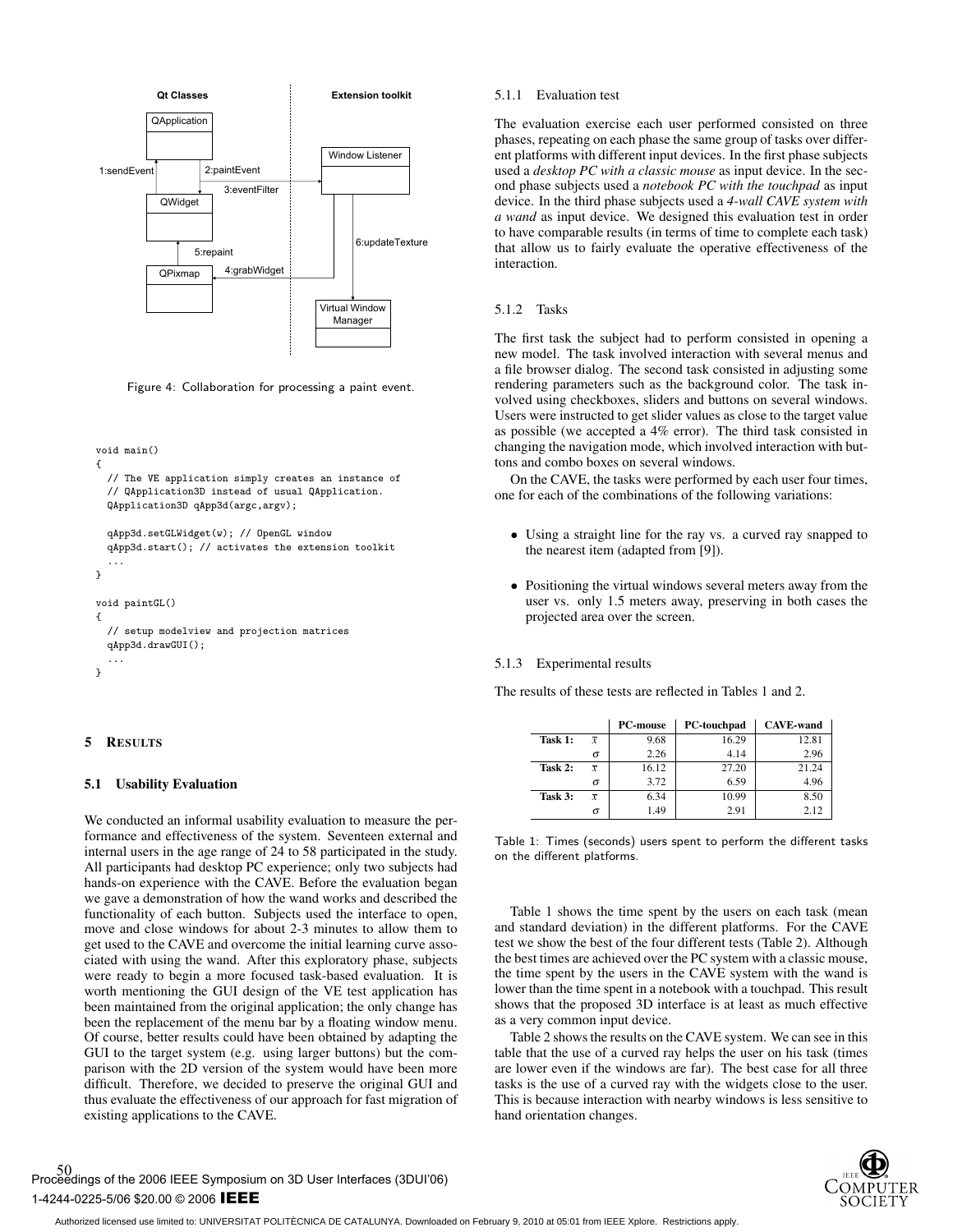Figure 4: Collaboration for processing a paint event.

```
void main()
{
  // The VE application simply creates an instance of
  // QApplication3D instead of usual QApplication.
  QApplication3D qApp3d(argc,argv);

  qApp3d.setGLWidget(w); // OpenGL window
  qApp3d.start(); // activates the extension toolkit
  ...
}

void paintGL()
{
  // setup modelview and projection matrices
  qApp3d.drawGUI();
  ...
}
```

## 5 RESULTS

### 5.1 Usability Evaluation

We conducted an informal usability evaluation to measure the performance and effectiveness of the system. Seventeen external and internal users in the age range of 24 to 58 participated in the study. All participants had desktop PC experience; only two subjects had hands-on experience with the CAVE. Before the evaluation began we gave a demonstration of how the wand works and described the functionality of each button. Subjects used the interface to open, move and close windows for about 2-3 minutes to allow them to get used to the CAVE and overcome the initial learning curve associated with using the wand. After this exploratory phase, subjects were ready to begin a more focused task-based evaluation. It is worth mentioning the GUI design of the VE test application has been maintained from the original application; the only change has been the replacement of the menu bar by a floating window menu. Of course, better results could have been obtained by adapting the GUI to the target system (e.g. using larger buttons) but the comparison with the 2D version of the system would have been more difficult. Therefore, we decided to preserve the original GUI and thus evaluate the effectiveness of our approach for fast migration of existing applications to the CAVE.

#### 5.1.1 Evaluation test

The evaluation exercise each user performed consisted on three phases, repeating on each phase the same group of tasks over different platforms with different input devices. In the first phase subjects used a *desktop PC with a classic mouse* as input device. In the second phase subjects used a *notebook PC with the touchpad* as input device. In the third phase subjects used a *4-wall CAVE system with a wand* as input device. We designed this evaluation test in order to have comparable results (in terms of time to complete each task) that allow us to fairly evaluate the operative effectiveness of the interaction.

#### 5.1.2 Tasks

The first task the subject had to perform consisted in opening a new model. The task involved interaction with several menus and a file browser dialog. The second task consisted in adjusting some rendering parameters such as the background color. The task involved using checkboxes, sliders and buttons on several windows. Users were instructed to get slider values as close to the target value as possible (we accepted a 4% error). The third task consisted in changing the navigation mode, which involved interaction with buttons and combo boxes on several windows.

On the CAVE, the tasks were performed by each user four times, one for each of the combinations of the following variations:

- Using a straight line for the ray vs. a curved ray snapped to the nearest item (adapted from [9]).
- Positioning the virtual windows several meters away from the user vs. only 1.5 meters away, preserving in both cases the projected area over the screen.

#### 5.1.3 Experimental results

The results of these tests are reflected in Tables 1 and 2.

| | | PC-mouse | PC-touchpad | CAVE-wand |
|---|---|---|---|---|
| **Task 1:** | $\bar{x}$ | 9.68 | 16.29 | 12.81 |
| | $\sigma$ | 2.26 | 4.14 | 2.96 |
| **Task 2:** | $\bar{x}$ | 16.12 | 27.20 | 21.24 |
| | $\sigma$ | 3.72 | 6.59 | 4.96 |
| **Task 3:** | $\bar{x}$ | 6.34 | 10.99 | 8.50 |
| | $\sigma$ | 1.49 | 2.91 | 2.12 |

Table 1: Times (seconds) users spent to perform the different tasks on the different platforms.

Table 1 shows the time spent by the users on each task (mean and standard deviation) in the different platforms. For the CAVE test we show the best of the four different tests (Table 2). Although the best times are achieved over the PC system with a classic mouse, the time spent by the users in the CAVE system with the wand is lower than the time spent in a notebook with a touchpad. This result shows that the proposed 3D interface is at least as much effective as a very common input device.

Table 2 shows the results on the CAVE system. We can see in this table that the use of a curved ray helps the user on his task (times are lower even if the windows are far). The best case for all three tasks is the use of a curved ray with the widgets close to the user. This is because interaction with nearby windows is less sensitive to hand orientation changes.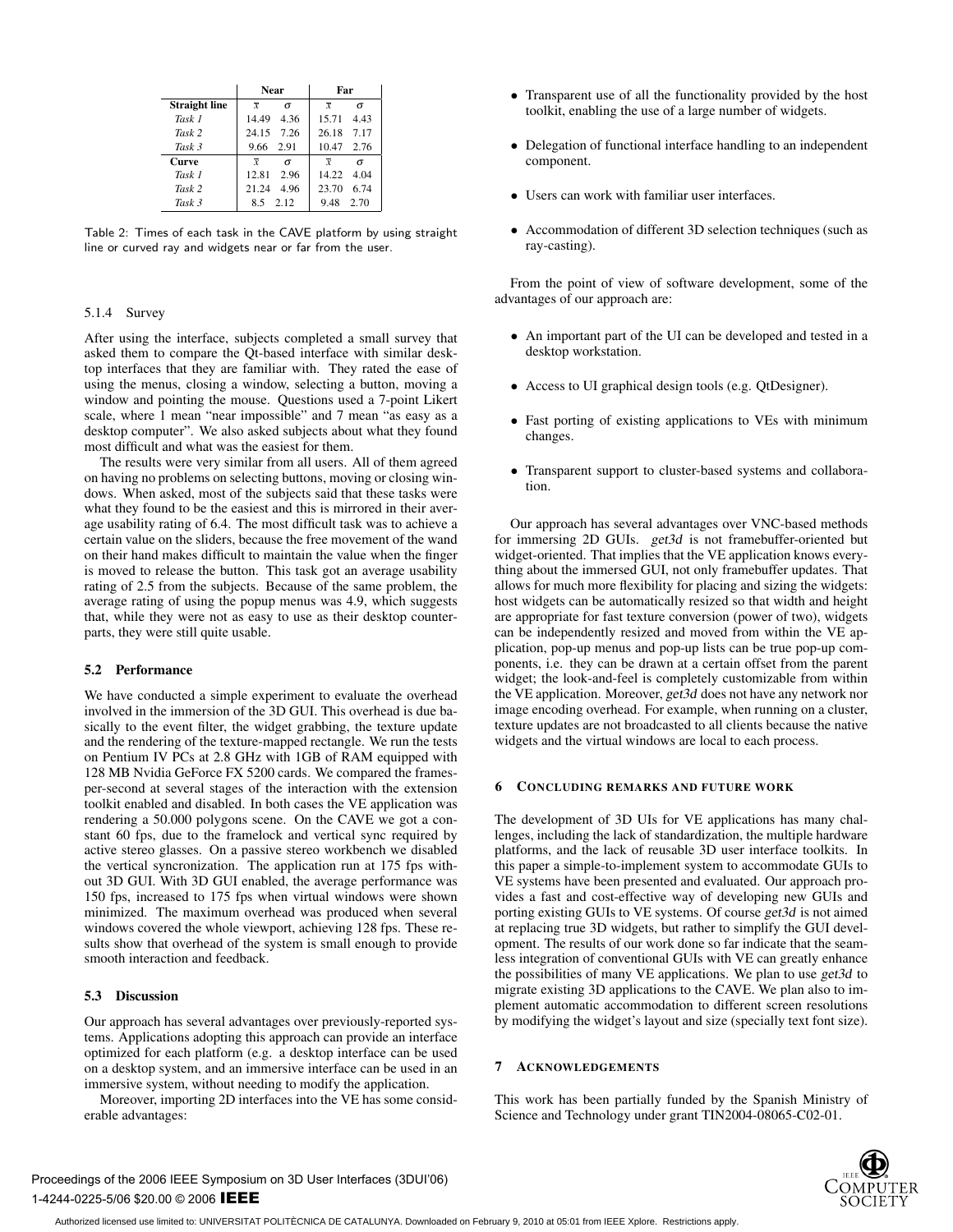| | Near | | Far | |
|---|---|---|---|---|
| **Straight line** | $\bar{x}$ | $\sigma$ | $\bar{x}$ | $\sigma$ |
| *Task 1* | 14.49 | 4.36 | 15.71 | 4.43 |
| *Task 2* | 24.15 | 7.26 | 26.18 | 7.17 |
| *Task 3* | 9.66 | 2.91 | 10.47 | 2.76 |
| **Curve** | $\bar{x}$ | $\sigma$ | $\bar{x}$ | $\sigma$ |
| *Task 1* | 12.81 | 2.96 | 14.22 | 4.04 |
| *Task 2* | 21.24 | 4.96 | 23.70 | 6.74 |
| *Task 3* | 8.5 | 2.12 | 9.48 | 2.70 |

Table 2: Times of each task in the CAVE platform by using straight line or curved ray and widgets near or far from the user.

#### 5.1.4 Survey

After using the interface, subjects completed a small survey that asked them to compare the Qt-based interface with similar desktop interfaces that they are familiar with. They rated the ease of using the menus, closing a window, selecting a button, moving a window and pointing the mouse. Questions used a 7-point Likert scale, where 1 mean "near impossible" and 7 mean "as easy as a desktop computer". We also asked subjects about what they found most difficult and what was the easiest for them.

The results were very similar from all users. All of them agreed on having no problems on selecting buttons, moving or closing windows. When asked, most of the subjects said that these tasks were what they found to be the easiest and this is mirrored in their average usability rating of 6.4. The most difficult task was to achieve a certain value on the sliders, because the free movement of the wand on their hand makes difficult to maintain the value when the finger is moved to release the button. This task got an average usability rating of 2.5 from the subjects. Because of the same problem, the average rating of using the popup menus was 4.9, which suggests that, while they were not as easy to use as their desktop counterparts, they were still quite usable.

### 5.2 Performance

We have conducted a simple experiment to evaluate the overhead involved in the immersion of the 3D GUI. This overhead is due basically to the event filter, the widget grabbing, the texture update and the rendering of the texture-mapped rectangle. We run the tests on Pentium IV PCs at 2.8 GHz with 1GB of RAM equipped with 128 MB Nvidia GeForce FX 5200 cards. We compared the frames-per-second at several stages of the interaction with the extension toolkit enabled and disabled. In both cases the VE application was rendering a 50.000 polygons scene. On the CAVE we got a constant 60 fps, due to the framelock and vertical sync required by active stereo glasses. On a passive stereo workbench we disabled the vertical syncronization. The application run at 175 fps without 3D GUI. With 3D GUI enabled, the average performance was 150 fps, increased to 175 fps when virtual windows were shown minimized. The maximum overhead was produced when several windows covered the whole viewport, achieving 128 fps. These results show that overhead of the system is small enough to provide smooth interaction and feedback.

### 5.3 Discussion

Our approach has several advantages over previously-reported systems. Applications adopting this approach can provide an interface optimized for each platform (e.g. a desktop interface can be used on a desktop system, and an immersive interface can be used in an immersive system, without needing to modify the application.

Moreover, importing 2D interfaces into the VE has some considerable advantages:

- Transparent use of all the functionality provided by the host toolkit, enabling the use of a large number of widgets.
- Delegation of functional interface handling to an independent component.
- Users can work with familiar user interfaces.
- Accommodation of different 3D selection techniques (such as ray-casting).

From the point of view of software development, some of the advantages of our approach are:

- An important part of the UI can be developed and tested in a desktop workstation.
- Access to UI graphical design tools (e.g. QtDesigner).
- Fast porting of existing applications to VEs with minimum changes.
- Transparent support to cluster-based systems and collaboration.

Our approach has several advantages over VNC-based methods for immersing 2D GUIs. *get3d* is not framebuffer-oriented but widget-oriented. That implies that the VE application knows everything about the immersed GUI, not only framebuffer updates. That allows for much more flexibility for placing and sizing the widgets: host widgets can be automatically resized so that width and height are appropriate for fast texture conversion (power of two), widgets can be independently resized and moved from within the VE application, pop-up menus and pop-up lists can be true pop-up components, i.e. they can be drawn at a certain offset from the parent widget; the look-and-feel is completely customizable from within the VE application. Moreover, *get3d* does not have any network nor image encoding overhead. For example, when running on a cluster, texture updates are not broadcasted to all clients because the native widgets and the virtual windows are local to each process.

## 6 Concluding remarks and future work

The development of 3D UIs for VE applications has many challenges, including the lack of standardization, the multiple hardware platforms, and the lack of reusable 3D user interface toolkits. In this paper a simple-to-implement system to accommodate GUIs to VE systems have been presented and evaluated. Our approach provides a fast and cost-effective way of developing new GUIs and porting existing GUIs to VE systems. Of course *get3d* is not aimed at replacing true 3D widgets, but rather to simplify the GUI development. The results of our work done so far indicate that the seamless integration of conventional GUIs with VE can greatly enhance the possibilities of many VE applications. We plan to use *get3d* to migrate existing 3D applications to the CAVE. We plan also to implement automatic accommodation to different screen resolutions by modifying the widget's layout and size (specially text font size).

## 7 Acknowledgements

This work has been partially funded by the Spanish Ministry of Science and Technology under grant TIN2004-08065-C02-01.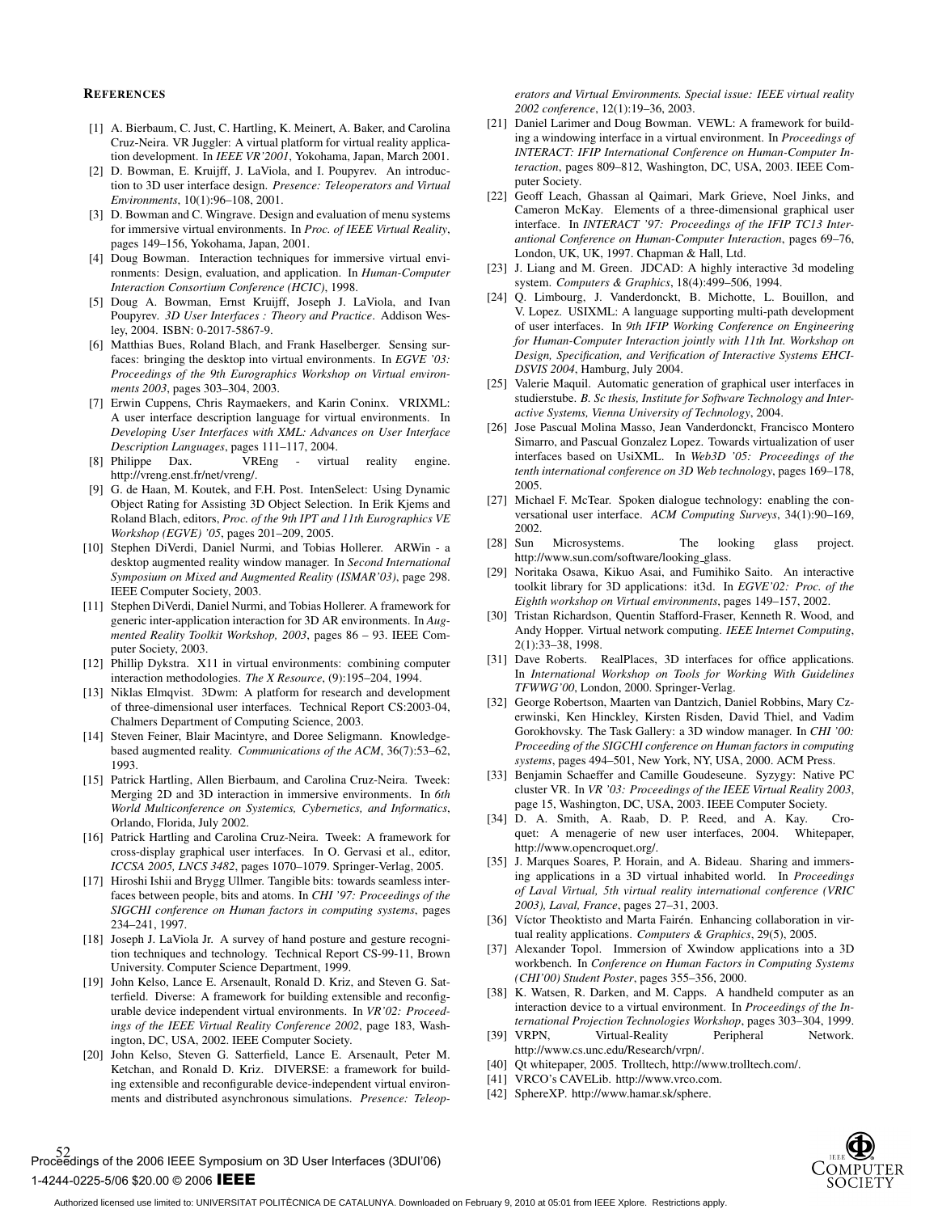## REFERENCES

[1] A. Bierbaum, C. Just, C. Hartling, K. Meinert, A. Baker, and Carolina Cruz-Neira. VR Juggler: A virtual platform for virtual reality application development. In *IEEE VR'2001*, Yokohama, Japan, March 2001.

[2] D. Bowman, E. Kruijff, J. LaViola, and I. Poupyrev. An introduction to 3D user interface design. *Presence: Teleoperators and Virtual Environments*, 10(1):96–108, 2001.

[3] D. Bowman and C. Wingrave. Design and evaluation of menu systems for immersive virtual environments. In *Proc. of IEEE Virtual Reality*, pages 149–156, Yokohama, Japan, 2001.

[4] Doug Bowman. Interaction techniques for immersive virtual environments: Design, evaluation, and application. In *Human-Computer Interaction Consortium Conference (HCIC)*, 1998.

[5] Doug A. Bowman, Ernst Kruijff, Joseph J. LaViola, and Ivan Poupyrev. *3D User Interfaces : Theory and Practice*. Addison Wesley, 2004. ISBN: 0-2017-5867-9.

[6] Matthias Bues, Roland Blach, and Frank Haselberger. Sensing surfaces: bringing the desktop into virtual environments. In *EGVE '03: Proceedings of the 9th Eurographics Workshop on Virtual environments 2003*, pages 303–304, 2003.

[7] Erwin Cuppens, Chris Raymaekers, and Karin Coninx. VRIXML: A user interface description language for virtual environments. In *Developing User Interfaces with XML: Advances on User Interface Description Languages*, pages 111–117, 2004.

[8] Philippe Dax. VREng - virtual reality engine. http://vreng.enst.fr/net/vreng/.

[9] G. de Haan, M. Koutek, and F.H. Post. IntenSelect: Using Dynamic Object Rating for Assisting 3D Object Selection. In Erik Kjems and Roland Blach, editors, *Proc. of the 9th IPT and 11th Eurographics VE Workshop (EGVE) '05*, pages 201–209, 2005.

[10] Stephen DiVerdi, Daniel Nurmi, and Tobias Hollerer. ARWin - a desktop augmented reality window manager. In *Second International Symposium on Mixed and Augmented Reality (ISMAR'03)*, page 298. IEEE Computer Society, 2003.

[11] Stephen DiVerdi, Daniel Nurmi, and Tobias Hollerer. A framework for generic inter-application interaction for 3D AR environments. In *Augmented Reality Toolkit Workshop, 2003*, pages 86 – 93. IEEE Computer Society, 2003.

[12] Phillip Dykstra. X11 in virtual environments: combining computer interaction methodologies. *The X Resource*, (9):195–204, 1994.

[13] Niklas Elmqvist. 3Dwm: A platform for research and development of three-dimensional user interfaces. Technical Report CS:2003-04, Chalmers Department of Computing Science, 2003.

[14] Steven Feiner, Blair Macintyre, and Doree Seligmann. Knowledge-based augmented reality. *Communications of the ACM*, 36(7):53–62, 1993.

[15] Patrick Hartling, Allen Bierbaum, and Carolina Cruz-Neira. Tweek: Merging 2D and 3D interaction in immersive environments. In *6th World Multiconference on Systemics, Cybernetics, and Informatics*, Orlando, Florida, July 2002.

[16] Patrick Hartling and Carolina Cruz-Neira. Tweek: A framework for cross-display graphical user interfaces. In O. Gervasi et al., editor, *ICCSA 2005, LNCS 3482*, pages 1070–1079. Springer-Verlag, 2005.

[17] Hiroshi Ishii and Brygg Ullmer. Tangible bits: towards seamless interfaces between people, bits and atoms. In *CHI '97: Proceedings of the SIGCHI conference on Human factors in computing systems*, pages 234–241, 1997.

[18] Joseph J. LaViola Jr. A survey of hand posture and gesture recognition techniques and technology. Technical Report CS-99-11, Brown University. Computer Science Department, 1999.

[19] John Kelso, Lance E. Arsenault, Ronald D. Kriz, and Steven G. Satterfield. Diverse: A framework for building extensible and reconfigurable device independent virtual environments. In *VR'02: Proceedings of the IEEE Virtual Reality Conference 2002*, page 183, Washington, DC, USA, 2002. IEEE Computer Society.

[20] John Kelso, Steven G. Satterfield, Lance E. Arsenault, Peter M. Ketchan, and Ronald D. Kriz. DIVERSE: a framework for building extensible and reconfigurable device-independent virtual environments and distributed asynchronous simulations. *Presence: Teleoperators and Virtual Environments. Special issue: IEEE virtual reality 2002 conference*, 12(1):19–36, 2003.

[21] Daniel Larimer and Doug Bowman. VEWL: A framework for building a windowing interface in a virtual environment. In *Proceedings of INTERACT: IFIP International Conference on Human-Computer Interaction*, pages 809–812, Washington, DC, USA, 2003. IEEE Computer Society.

[22] Geoff Leach, Ghassan al Qaimari, Mark Grieve, Noel Jinks, and Cameron McKay. Elements of a three-dimensional graphical user interface. In *INTERACT '97: Proceedings of the IFIP TC13 International Conference on Human-Computer Interaction*, pages 69–76, London, UK, UK, 1997. Chapman & Hall, Ltd.

[23] J. Liang and M. Green. JDCAD: A highly interactive 3d modeling system. *Computers & Graphics*, 18(4):499–506, 1994.

[24] Q. Limbourg, J. Vanderdonckt, B. Michotte, L. Bouillon, and V. Lopez. USIXML: A language supporting multi-path development of user interfaces. In *9th IFIP Working Conference on Engineering for Human-Computer Interaction jointly with 11th Int. Workshop on Design, Specification, and Verification of Interactive Systems EHCI-DSVIS 2004*, Hamburg, July 2004.

[25] Valerie Maquil. Automatic generation of graphical user interfaces in studierstube. *B. Sc thesis, Institute for Software Technology and Interactive Systems, Vienna University of Technology*, 2004.

[26] Jose Pascual Molina Masso, Jean Vanderdonckt, Francisco Montero Simarro, and Pascual Gonzalez Lopez. Towards virtualization of user interfaces based on UsiXML. In *Web3D '05: Proceedings of the tenth international conference on 3D Web technology*, pages 169–178, 2005.

[27] Michael F. McTear. Spoken dialogue technology: enabling the conversational user interface. *ACM Computing Surveys*, 34(1):90–169, 2002.

[28] Sun Microsystems. The looking glass project. http://www.sun.com/software/looking_glass.

[29] Noritaka Osawa, Kikuo Asai, and Fumihiko Saito. An interactive toolkit library for 3D applications: it3d. In *EGVE'02: Proc. of the Eighth workshop on Virtual environments*, pages 149–157, 2002.

[30] Tristan Richardson, Quentin Stafford-Fraser, Kenneth R. Wood, and Andy Hopper. Virtual network computing. *IEEE Internet Computing*, 2(1):33–38, 1998.

[31] Dave Roberts. RealPlaces, 3D interfaces for office applications. In *International Workshop on Tools for Working With Guidelines TFWWG'00*, London, 2000. Springer-Verlag.

[32] George Robertson, Maarten van Dantzich, Daniel Robbins, Mary Czerwinski, Ken Hinckley, Kirsten Risden, David Thiel, and Vadim Gorokhovsky. The Task Gallery: a 3D window manager. In *CHI '00: Proceeding of the SIGCHI conference on Human factors in computing systems*, pages 494–501, New York, NY, USA, 2000. ACM Press.

[33] Benjamin Schaeffer and Camille Goudeseune. Syzygy: Native PC cluster VR. In *VR '03: Proceedings of the IEEE Virtual Reality 2003*, page 15, Washington, DC, USA, 2003. IEEE Computer Society.

[34] D. A. Smith, A. Raab, D. P. Reed, and A. Kay. Croquet: A menagerie of new user interfaces, 2004. Whitepaper, http://www.opencroquet.org/.

[35] J. Marques Soares, P. Horain, and A. Bideau. Sharing and immersing applications in a 3D virtual inhabited world. In *Proceedings of Laval Virtual, 5th virtual reality international conference (VRIC 2003), Laval, France*, pages 27–31, 2003.

[36] Víctor Theoktisto and Marta Fairén. Enhancing collaboration in virtual reality applications. *Computers & Graphics*, 29(5), 2005.

[37] Alexander Topol. Immersion of Xwindow applications into a 3D workbench. In *Conference on Human Factors in Computing Systems (CHI'00) Student Poster*, pages 355–356, 2000.

[38] K. Watsen, R. Darken, and M. Capps. A handheld computer as an interaction device to a virtual environment. In *Proceedings of the International Projection Technologies Workshop*, pages 303–304, 1999.

[39] VRPN, Virtual-Reality Peripheral Network. http://www.cs.unc.edu/Research/vrpn/.

[40] Qt whitepaper, 2005. Trolltech, http://www.trolltech.com/.

[41] VRCO's CAVELib. http://www.vrco.com.

[42] SphereXP. http://www.hamar.sk/sphere.